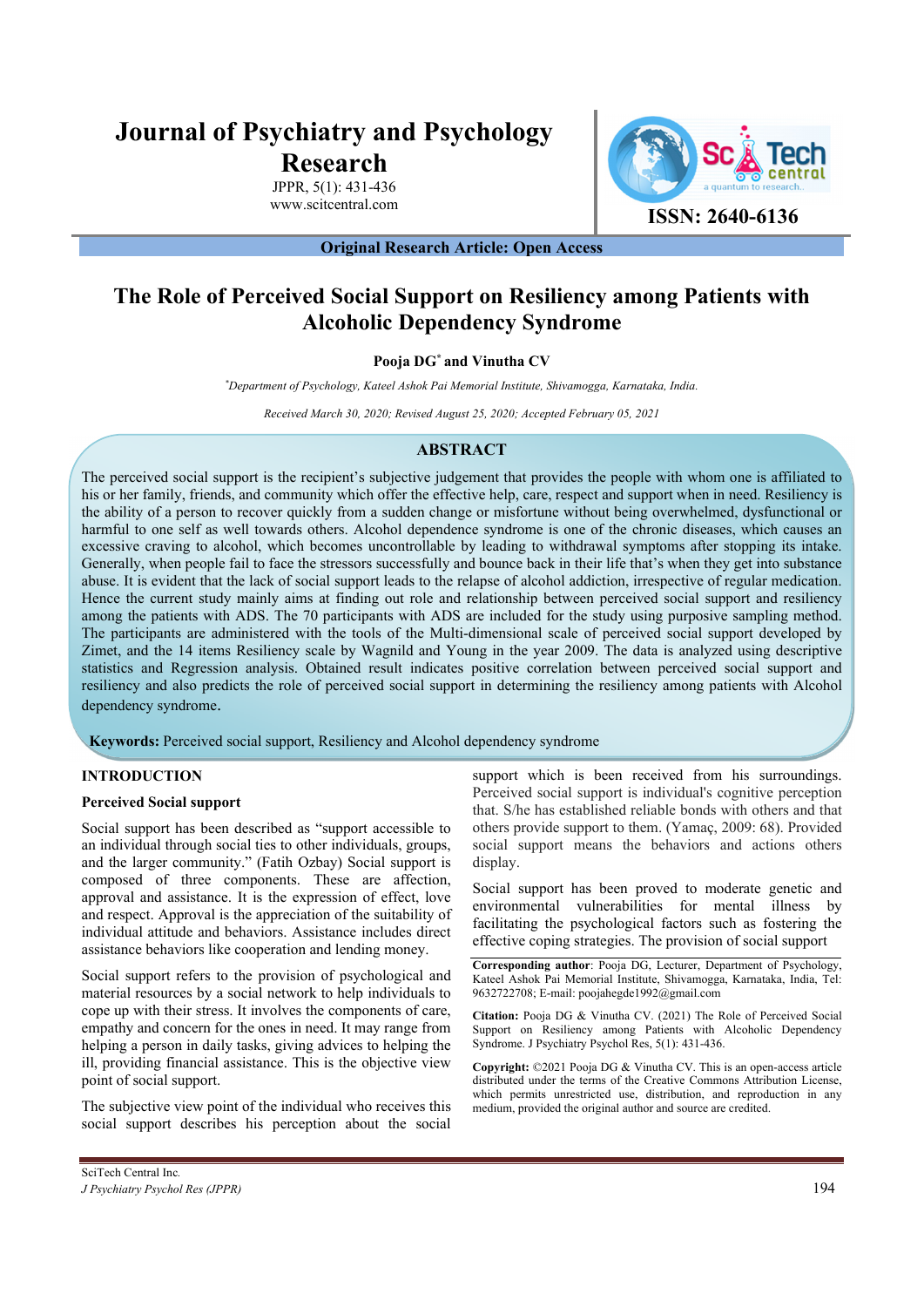# Journal of Psychiatry and Psychology Research

JPPR, 5(1): 431-436
www.scitcentral.com

ISSN: 2640-6136

**Original Research Article: Open Access**

## The Role of Perceived Social Support on Resiliency among Patients with Alcoholic Dependency Syndrome

**Pooja DG[*] and Vinutha CV**

*[*]Department of Psychology, Kateel Ashok Pai Memorial Institute, Shivamogga, Karnataka, India.*

*Received March 30, 2020; Revised August 25, 2020; Accepted February 05, 2021*

### ABSTRACT

The perceived social support is the recipient's subjective judgement that provides the people with whom one is affiliated to his or her family, friends, and community which offer the effective help, care, respect and support when in need. Resiliency is the ability of a person to recover quickly from a sudden change or misfortune without being overwhelmed, dysfunctional or harmful to one self as well towards others. Alcohol dependence syndrome is one of the chronic diseases, which causes an excessive craving to alcohol, which becomes uncontrollable by leading to withdrawal symptoms after stopping its intake. Generally, when people fail to face the stressors successfully and bounce back in their life that's when they get into substance abuse. It is evident that the lack of social support leads to the relapse of alcohol addiction, irrespective of regular medication. Hence the current study mainly aims at finding out role and relationship between perceived social support and resiliency among the patients with ADS. The 70 participants with ADS are included for the study using purposive sampling method. The participants are administered with the tools of the Multi-dimensional scale of perceived social support developed by Zimet, and the 14 items Resiliency scale by Wagnild and Young in the year 2009. The data is analyzed using descriptive statistics and Regression analysis. Obtained result indicates positive correlation between perceived social support and resiliency and also predicts the role of perceived social support in determining the resiliency among patients with Alcohol dependency syndrome.

**Keywords:** Perceived social support, Resiliency and Alcohol dependency syndrome

## INTRODUCTION

### Perceived Social support

Social support has been described as "support accessible to an individual through social ties to other individuals, groups, and the larger community." (Fatih Ozbay) Social support is composed of three components. These are affection, approval and assistance. It is the expression of effect, love and respect. Approval is the appreciation of the suitability of individual attitude and behaviors. Assistance includes direct assistance behaviors like cooperation and lending money.

Social support refers to the provision of psychological and material resources by a social network to help individuals to cope up with their stress. It involves the components of care, empathy and concern for the ones in need. It may range from helping a person in daily tasks, giving advices to helping the ill, providing financial assistance. This is the objective view point of social support.

The subjective view point of the individual who receives this social support describes his perception about the social support which is been received from his surroundings. Perceived social support is individual's cognitive perception that. S/he has established reliable bonds with others and that others provide support to them. (Yamaç, 2009: 68). Provided social support means the behaviors and actions others display.

Social support has been proved to moderate genetic and environmental vulnerabilities for mental illness by facilitating the psychological factors such as fostering the effective coping strategies. The provision of social support

**Corresponding author**: Pooja DG, Lecturer, Department of Psychology, Kateel Ashok Pai Memorial Institute, Shivamogga, Karnataka, India, Tel: 9632722708; E-mail: poojahegde1992@gmail.com

**Citation:** Pooja DG & Vinutha CV. (2021) The Role of Perceived Social Support on Resiliency among Patients with Alcoholic Dependency Syndrome. J Psychiatry Psychol Res, 5(1): 431-436.

**Copyright:** ©2021 Pooja DG & Vinutha CV. This is an open-access article distributed under the terms of the Creative Commons Attribution License, which permits unrestricted use, distribution, and reproduction in any medium, provided the original author and source are credited.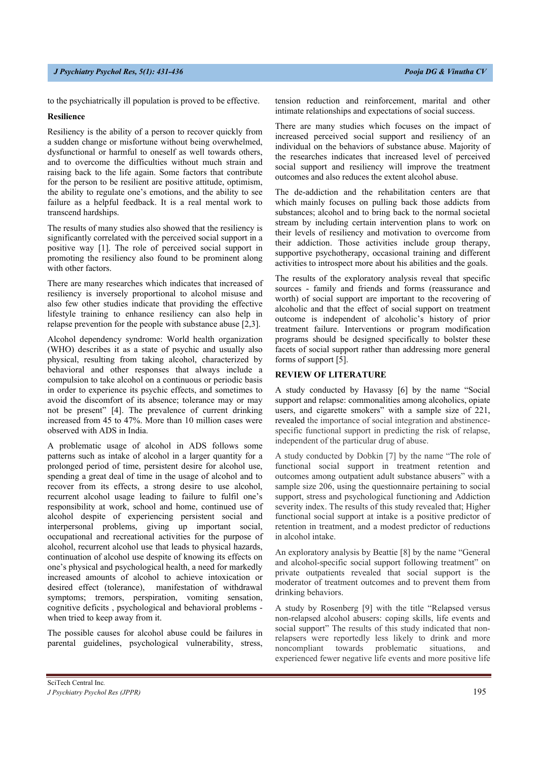to the psychiatrically ill population is proved to be effective.

**Resilience**

Resiliency is the ability of a person to recover quickly from a sudden change or misfortune without being overwhelmed, dysfunctional or harmful to oneself as well towards others, and to overcome the difficulties without much strain and raising back to the life again. Some factors that contribute for the person to be resilient are positive attitude, optimism, the ability to regulate one's emotions, and the ability to see failure as a helpful feedback. It is a real mental work to transcend hardships.

The results of many studies also showed that the resiliency is significantly correlated with the perceived social support in a positive way [1]. The role of perceived social support in promoting the resiliency also found to be prominent along with other factors.

There are many researches which indicates that increased of resiliency is inversely proportional to alcohol misuse and also few other studies indicate that providing the effective lifestyle training to enhance resiliency can also help in relapse prevention for the people with substance abuse [2,3].

Alcohol dependency syndrome: World health organization (WHO) describes it as a state of psychic and usually also physical, resulting from taking alcohol, characterized by behavioral and other responses that always include a compulsion to take alcohol on a continuous or periodic basis in order to experience its psychic effects, and sometimes to avoid the discomfort of its absence; tolerance may or may not be present" [4]. The prevalence of current drinking increased from 45 to 47%. More than 10 million cases were observed with ADS in India.

A problematic usage of alcohol in ADS follows some patterns such as intake of alcohol in a larger quantity for a prolonged period of time, persistent desire for alcohol use, spending a great deal of time in the usage of alcohol and to recover from its effects, a strong desire to use alcohol, recurrent alcohol usage leading to failure to fulfil one's responsibility at work, school and home, continued use of alcohol despite of experiencing persistent social and interpersonal problems, giving up important social, occupational and recreational activities for the purpose of alcohol, recurrent alcohol use that leads to physical hazards, continuation of alcohol use despite of knowing its effects on one's physical and psychological health, a need for markedly increased amounts of alcohol to achieve intoxication or desired effect (tolerance), manifestation of withdrawal symptoms; tremors, perspiration, vomiting sensation, cognitive deficits , psychological and behavioral problems - when tried to keep away from it.

The possible causes for alcohol abuse could be failures in parental guidelines, psychological vulnerability, stress, tension reduction and reinforcement, marital and other intimate relationships and expectations of social success.

There are many studies which focuses on the impact of increased perceived social support and resiliency of an individual on the behaviors of substance abuse. Majority of the researches indicates that increased level of perceived social support and resiliency will improve the treatment outcomes and also reduces the extent alcohol abuse.

The de-addiction and the rehabilitation centers are that which mainly focuses on pulling back those addicts from substances; alcohol and to bring back to the normal societal stream by including certain intervention plans to work on their levels of resiliency and motivation to overcome from their addiction. Those activities include group therapy, supportive psychotherapy, occasional training and different activities to introspect more about his abilities and the goals.

The results of the exploratory analysis reveal that specific sources - family and friends and forms (reassurance and worth) of social support are important to the recovering of alcoholic and that the effect of social support on treatment outcome is independent of alcoholic's history of prior treatment failure. Interventions or program modification programs should be designed specifically to bolster these facets of social support rather than addressing more general forms of support [5].

## REVIEW OF LITERATURE

A study conducted by Havassy [6] by the name "Social support and relapse: commonalities among alcoholics, opiate users, and cigarette smokers" with a sample size of 221, revealed the importance of social integration and abstinence-specific functional support in predicting the risk of relapse, independent of the particular drug of abuse.

A study conducted by Dobkin [7] by the name "The role of functional social support in treatment retention and outcomes among outpatient adult substance abusers" with a sample size 206, using the questionnaire pertaining to social support, stress and psychological functioning and Addiction severity index. The results of this study revealed that; Higher functional social support at intake is a positive predictor of retention in treatment, and a modest predictor of reductions in alcohol intake.

An exploratory analysis by Beattie [8] by the name "General and alcohol-specific social support following treatment" on private outpatients revealed that social support is the moderator of treatment outcomes and to prevent them from drinking behaviors.

A study by Rosenberg [9] with the title "Relapsed versus non-relapsed alcohol abusers: coping skills, life events and social support" The results of this study indicated that non-relapsers were reportedly less likely to drink and more noncompliant towards problematic situations, and experienced fewer negative life events and more positive life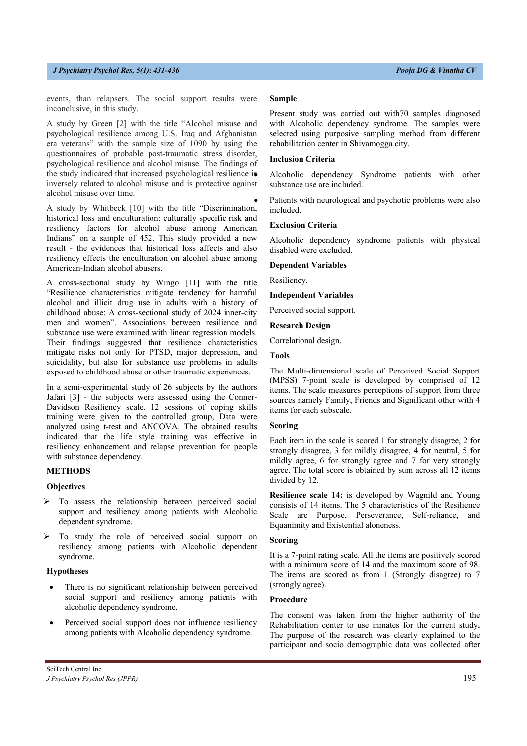events, than relapsers. The social support results were inconclusive, in this study.

A study by Green [2] with the title "Alcohol misuse and psychological resilience among U.S. Iraq and Afghanistan era veterans" with the sample size of 1090 by using the questionnaires of probable post-traumatic stress disorder, psychological resilience and alcohol misuse. The findings of the study indicated that increased psychological resilience is inversely related to alcohol misuse and is protective against alcohol misuse over time.

A study by Whitbeck [10] with the title "Discrimination, historical loss and enculturation: culturally specific risk and resiliency factors for alcohol abuse among American Indians" on a sample of 452. This study provided a new result - the evidences that historical loss affects and also resiliency effects the enculturation on alcohol abuse among American-Indian alcohol abusers.

A cross-sectional study by Wingo [11] with the title "Resilience characteristics mitigate tendency for harmful alcohol and illicit drug use in adults with a history of childhood abuse: A cross-sectional study of 2024 inner-city men and women". Associations between resilience and substance use were examined with linear regression models. Their findings suggested that resilience characteristics mitigate risks not only for PTSD, major depression, and suicidality, but also for substance use problems in adults exposed to childhood abuse or other traumatic experiences.

In a semi-experimental study of 26 subjects by the authors Jafari [3] - the subjects were assessed using the Conner-Davidson Resiliency scale. 12 sessions of coping skills training were given to the controlled group, Data were analyzed using t-test and ANCOVA. The obtained results indicated that the life style training was effective in resiliency enhancement and relapse prevention for people with substance dependency.

## METHODS

### Objectives

- To assess the relationship between perceived social support and resiliency among patients with Alcoholic dependent syndrome.
- To study the role of perceived social support on resiliency among patients with Alcoholic dependent syndrome.

### Hypotheses

- There is no significant relationship between perceived social support and resiliency among patients with alcoholic dependency syndrome.
- Perceived social support does not influence resiliency among patients with Alcoholic dependency syndrome.

### Sample

Present study was carried out with70 samples diagnosed with Alcoholic dependency syndrome. The samples were selected using purposive sampling method from different rehabilitation center in Shivamogga city.

### Inclusion Criteria

- Alcoholic dependency Syndrome patients with other substance use are included.
- Patients with neurological and psychotic problems were also included.

### Exclusion Criteria

Alcoholic dependency syndrome patients with physical disabled were excluded.

### Dependent Variables

Resiliency.

### Independent Variables

Perceived social support.

### Research Design

Correlational design.

### Tools

The Multi-dimensional scale of Perceived Social Support (MPSS) 7-point scale is developed by comprised of 12 items. The scale measures perceptions of support from three sources namely Family, Friends and Significant other with 4 items for each subscale.

### Scoring

Each item in the scale is scored 1 for strongly disagree, 2 for strongly disagree, 3 for mildly disagree, 4 for neutral, 5 for mildly agree, 6 for strongly agree and 7 for very strongly agree. The total score is obtained by sum across all 12 items divided by 12.

**Resilience scale 14:** is developed by Wagnild and Young consists of 14 items. The 5 characteristics of the Resilience Scale are Purpose, Perseverance, Self-reliance, and Equanimity and Existential aloneness.

### Scoring

It is a 7-point rating scale. All the items are positively scored with a minimum score of 14 and the maximum score of 98. The items are scored as from 1 (Strongly disagree) to 7 (strongly agree).

### Procedure

The consent was taken from the higher authority of the Rehabilitation center to use inmates for the current study**.** The purpose of the research was clearly explained to the participant and socio demographic data was collected after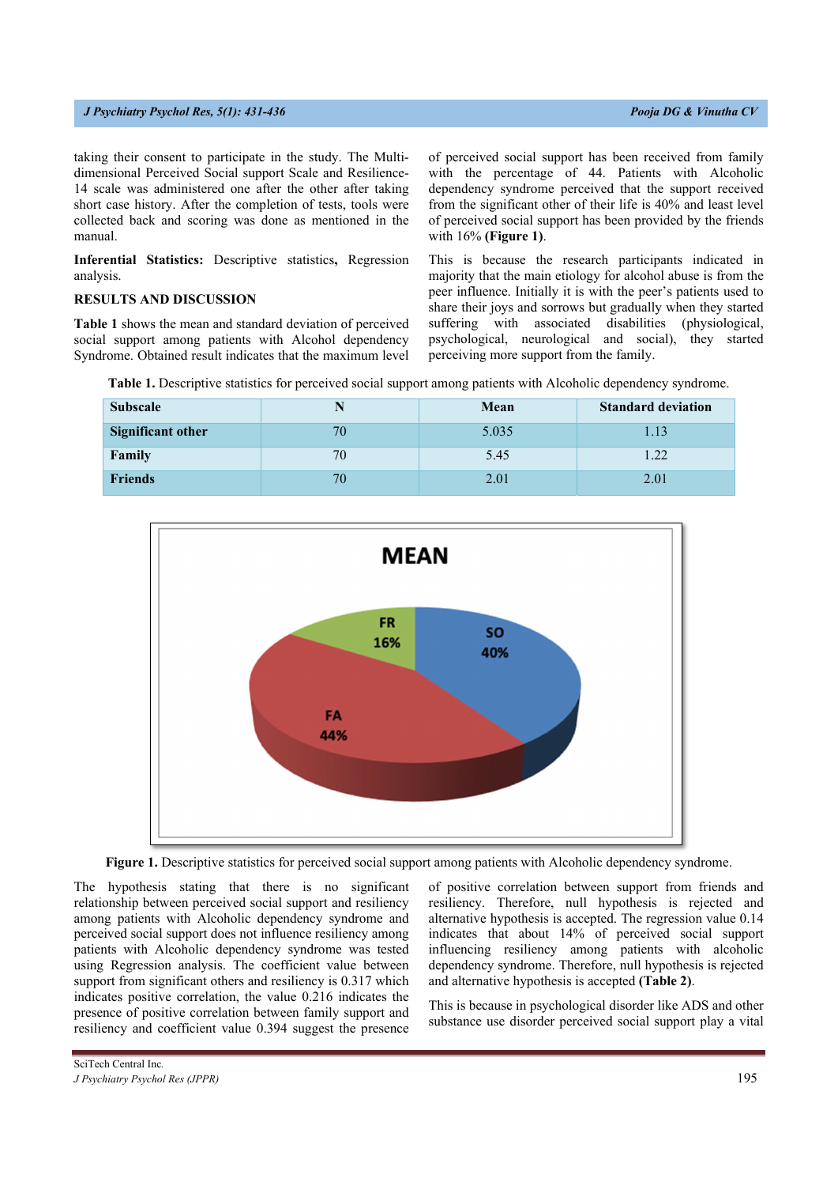taking their consent to participate in the study. The Multi-dimensional Perceived Social support Scale and Resilience-14 scale was administered one after the other after taking short case history. After the completion of tests, tools were collected back and scoring was done as mentioned in the manual.

**Inferential Statistics:** Descriptive statistics**,** Regression analysis.

## RESULTS AND DISCUSSION

**Table 1** shows the mean and standard deviation of perceived social support among patients with Alcohol dependency Syndrome. Obtained result indicates that the maximum level of perceived social support has been received from family with the percentage of 44. Patients with Alcoholic dependency syndrome perceived that the support received from the significant other of their life is 40% and least level of perceived social support has been provided by the friends with 16% **(Figure 1)**.

This is because the research participants indicated in majority that the main etiology for alcohol abuse is from the peer influence. Initially it is with the peer's patients used to share their joys and sorrows but gradually when they started suffering with associated disabilities (physiological, psychological, neurological and social), they started perceiving more support from the family.

**Table 1.** Descriptive statistics for perceived social support among patients with Alcoholic dependency syndrome.

| Subscale | N | Mean | Standard deviation |
|---|---|---|---|
| **Significant other** | 70 | 5.035 | 1.13 |
| **Family** | 70 | 5.45 | 1.22 |
| **Friends** | 70 | 2.01 | 2.01 |

**Figure 1.** Descriptive statistics for perceived social support among patients with Alcoholic dependency syndrome.

The hypothesis stating that there is no significant relationship between perceived social support and resiliency among patients with Alcoholic dependency syndrome and perceived social support does not influence resiliency among patients with Alcoholic dependency syndrome was tested using Regression analysis. The coefficient value between support from significant others and resiliency is 0.317 which indicates positive correlation, the value 0.216 indicates the presence of positive correlation between family support and resiliency and coefficient value 0.394 suggest the presence of positive correlation between support from friends and resiliency. Therefore, null hypothesis is rejected and alternative hypothesis is accepted. The regression value 0.14 indicates that about 14% of perceived social support influencing resiliency among patients with alcoholic dependency syndrome. Therefore, null hypothesis is rejected and alternative hypothesis is accepted **(Table 2)**.

This is because in psychological disorder like ADS and other substance use disorder perceived social support play a vital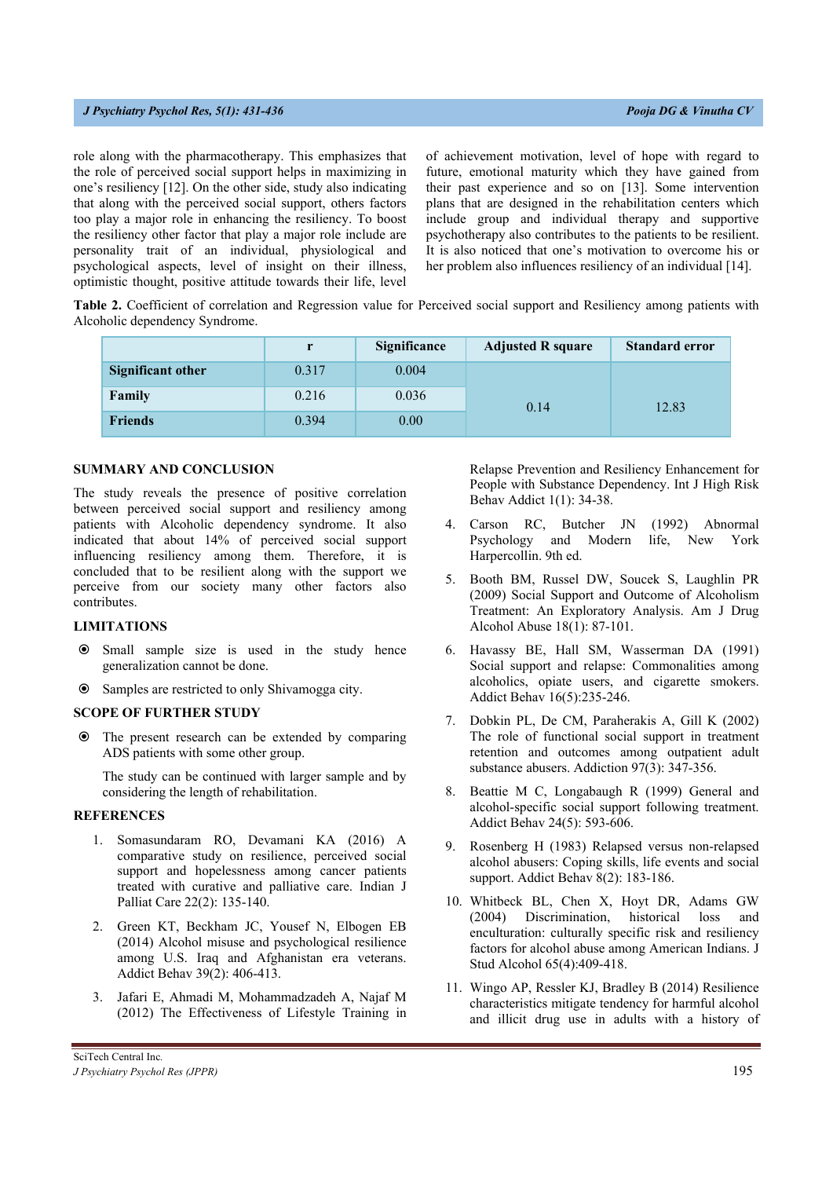role along with the pharmacotherapy. This emphasizes that the role of perceived social support helps in maximizing in one's resiliency [12]. On the other side, study also indicating that along with the perceived social support, others factors too play a major role in enhancing the resiliency. To boost the resiliency other factor that play a major role include are personality trait of an individual, physiological and psychological aspects, level of insight on their illness, optimistic thought, positive attitude towards their life, level of achievement motivation, level of hope with regard to future, emotional maturity which they have gained from their past experience and so on [13]. Some intervention plans that are designed in the rehabilitation centers which include group and individual therapy and supportive psychotherapy also contributes to the patients to be resilient. It is also noticed that one's motivation to overcome his or her problem also influences resiliency of an individual [14].

**Table 2.** Coefficient of correlation and Regression value for Perceived social support and Resiliency among patients with Alcoholic dependency Syndrome.

| | r | Significance | Adjusted R square | Standard error |
|---|---|---|---|---|
| **Significant other** | 0.317 | 0.004 | 0.14 | 12.83 |
| **Family** | 0.216 | 0.036 | | |
| **Friends** | 0.394 | 0.00 | | |

## SUMMARY AND CONCLUSION

The study reveals the presence of positive correlation between perceived social support and resiliency among patients with Alcoholic dependency syndrome. It also indicated that about 14% of perceived social support influencing resiliency among them. Therefore, it is concluded that to be resilient along with the support we perceive from our society many other factors also contributes.

## LIMITATIONS

- Small sample size is used in the study hence generalization cannot be done.
- Samples are restricted to only Shivamogga city.

## SCOPE OF FURTHER STUDY

- The present research can be extended by comparing ADS patients with some other group.

  The study can be continued with larger sample and by considering the length of rehabilitation.

## REFERENCES

1. Somasundaram RO, Devamani KA (2016) A comparative study on resilience, perceived social support and hopelessness among cancer patients treated with curative and palliative care. Indian J Palliat Care 22(2): 135-140.
2. Green KT, Beckham JC, Yousef N, Elbogen EB (2014) Alcohol misuse and psychological resilience among U.S. Iraq and Afghanistan era veterans. Addict Behav 39(2): 406-413.
3. Jafari E, Ahmadi M, Mohammadzadeh A, Najaf M (2012) The Effectiveness of Lifestyle Training in Relapse Prevention and Resiliency Enhancement for People with Substance Dependency. Int J High Risk Behav Addict 1(1): 34-38.
4. Carson RC, Butcher JN (1992) Abnormal Psychology and Modern life, New York Harpercollin. 9th ed.
5. Booth BM, Russel DW, Soucek S, Laughlin PR (2009) Social Support and Outcome of Alcoholism Treatment: An Exploratory Analysis. Am J Drug Alcohol Abuse 18(1): 87-101.
6. Havassy BE, Hall SM, Wasserman DA (1991) Social support and relapse: Commonalities among alcoholics, opiate users, and cigarette smokers. Addict Behav 16(5):235-246.
7. Dobkin PL, De CM, Paraherakis A, Gill K (2002) The role of functional social support in treatment retention and outcomes among outpatient adult substance abusers. Addiction 97(3): 347-356.
8. Beattie M C, Longabaugh R (1999) General and alcohol-specific social support following treatment. Addict Behav 24(5): 593-606.
9. Rosenberg H (1983) Relapsed versus non-relapsed alcohol abusers: Coping skills, life events and social support. Addict Behav 8(2): 183-186.
10. Whitbeck BL, Chen X, Hoyt DR, Adams GW (2004) Discrimination, historical loss and enculturation: culturally specific risk and resiliency factors for alcohol abuse among American Indians. J Stud Alcohol 65(4):409-418.
11. Wingo AP, Ressler KJ, Bradley B (2014) Resilience characteristics mitigate tendency for harmful alcohol and illicit drug use in adults with a history of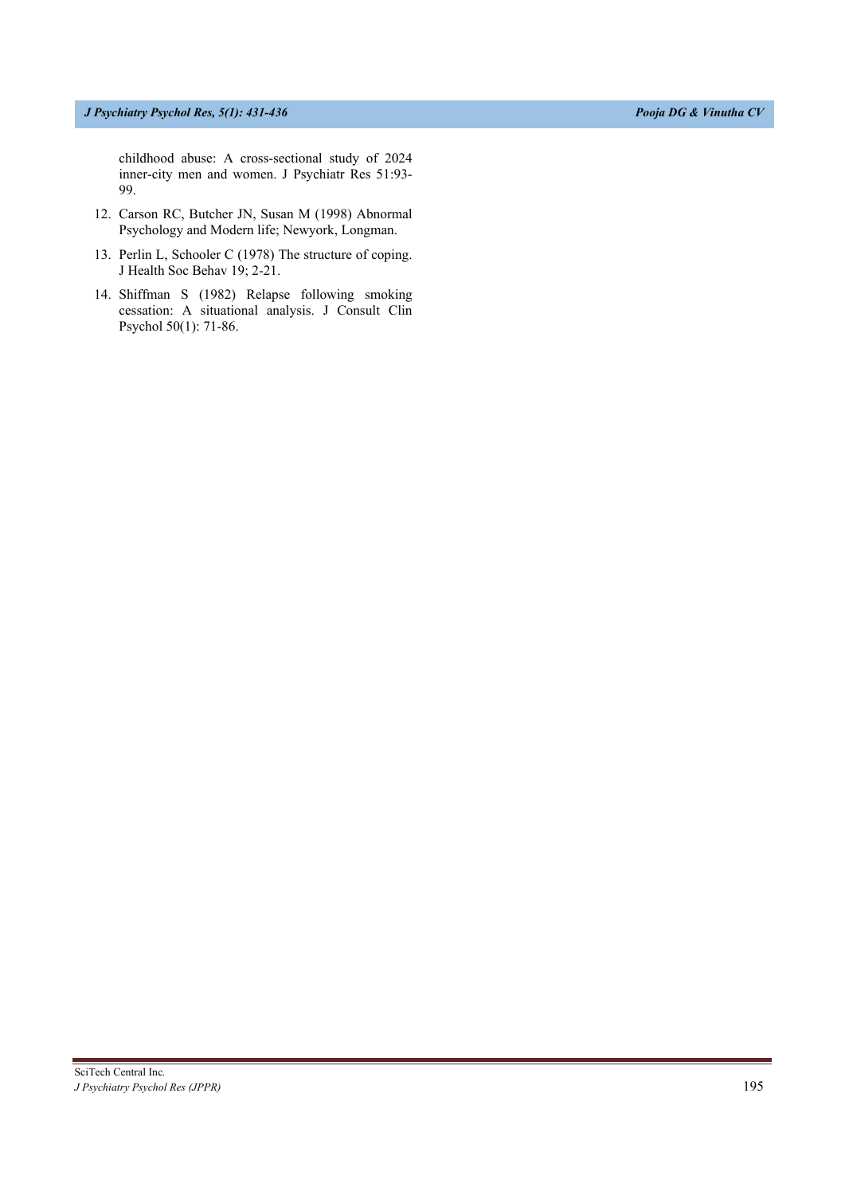childhood abuse: A cross-sectional study of 2024 inner-city men and women. J Psychiatr Res 51:93-99.

12. Carson RC, Butcher JN, Susan M (1998) Abnormal Psychology and Modern life; Newyork, Longman.

13. Perlin L, Schooler C (1978) The structure of coping. J Health Soc Behav 19; 2-21.

14. Shiffman S (1982) Relapse following smoking cessation: A situational analysis. J Consult Clin Psychol 50(1): 71-86.